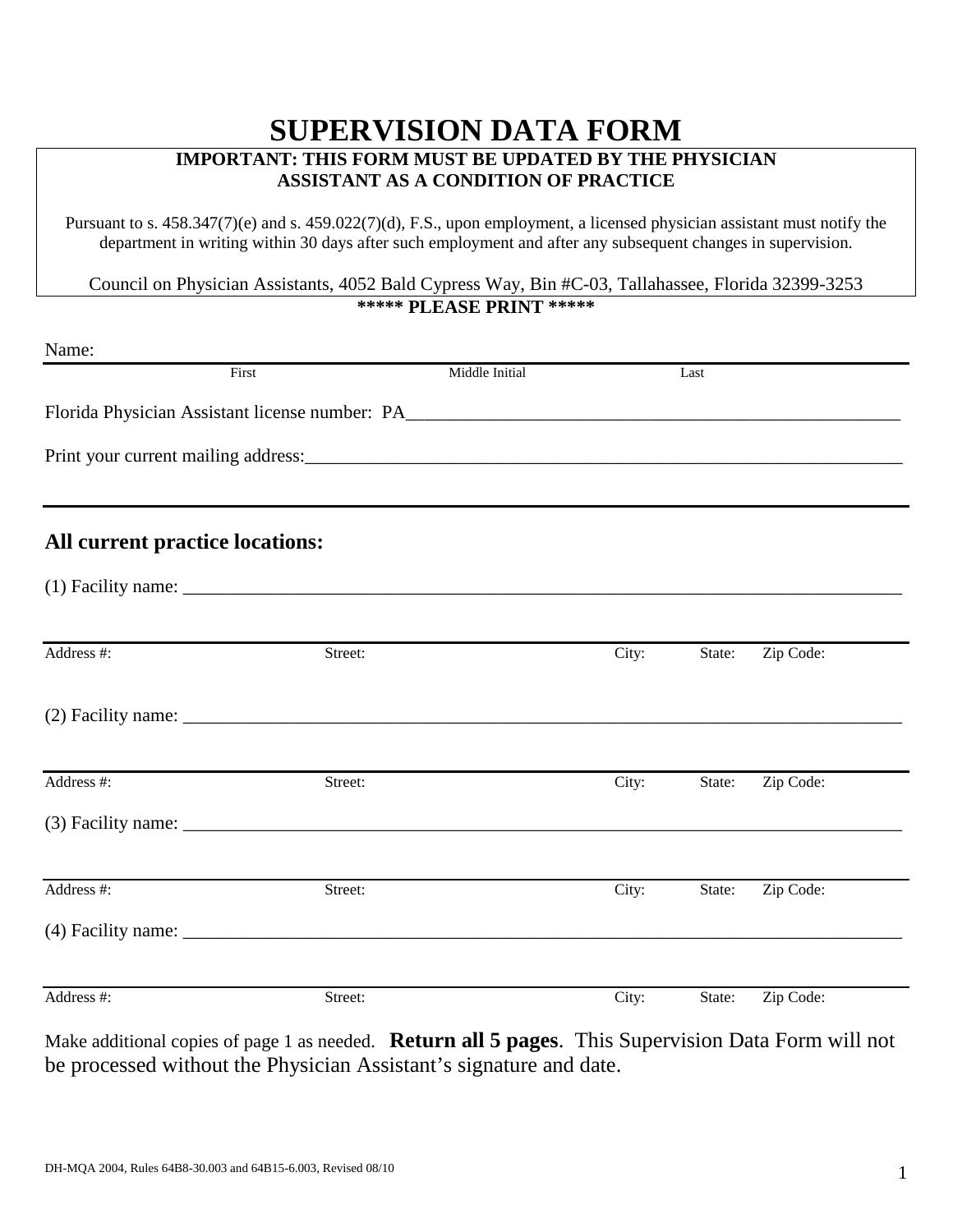# SUPERVISION DATA FORM

**IMPORTANT: THIS FORM MUST BE UPDATED BY THE PHYSICIAN ASSISTANT AS A CONDITION OF PRACTICE**

Pursuant to s. 458.347(7)(e) and s. 459.022(7)(d), F.S., upon employment, a licensed physician assistant must notify the department in writing within 30 days after such employment and after any subsequent changes in supervision.

Council on Physician Assistants, 4052 Bald Cypress Way, Bin #C-03, Tallahassee, Florida 32399-3253

**\*\*\*\*\* PLEASE PRINT \*\*\*\*\***

Name:
___________________________________________________________________________
First                    Middle Initial                    Last

Florida Physician Assistant license number: PA_______________________________________________________

Print your current mailing address:_______________________________________________________________

___________________________________________________________________________

## All current practice locations:

(1) Facility name: _______________________________________________________________________________

___________________________________________________________________________
Address #:          Street:          City:          State:          Zip Code:

(2) Facility name: _______________________________________________________________________________

___________________________________________________________________________
Address #:          Street:          City:          State:          Zip Code:

(3) Facility name: _______________________________________________________________________________

___________________________________________________________________________
Address #:          Street:          City:          State:          Zip Code:

(4) Facility name: _______________________________________________________________________________

___________________________________________________________________________
Address #:          Street:          City:          State:          Zip Code:

Make additional copies of page 1 as needed. **Return all 5 pages**. This Supervision Data Form will not be processed without the Physician Assistant's signature and date.

DH-MQA 2004, Rules 64B8-30.003 and 64B15-6.003, Revised 08/10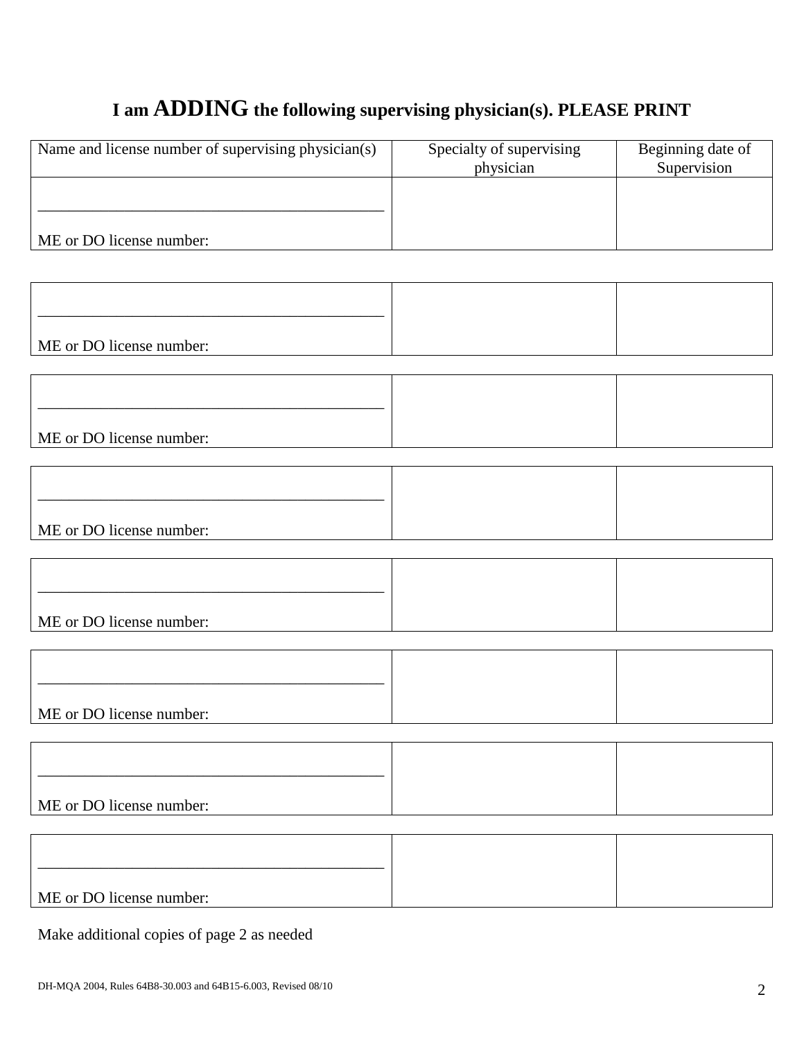## I am ADDING the following supervising physician(s). PLEASE PRINT

| Name and license number of supervising physician(s) | Specialty of supervising physician | Beginning date of Supervision |
| --- | --- | --- |
| ___________________________________________ ME or DO license number: | | |
| ___________________________________________ ME or DO license number: | | |
| ___________________________________________ ME or DO license number: | | |
| ___________________________________________ ME or DO license number: | | |
| ___________________________________________ ME or DO license number: | | |
| ___________________________________________ ME or DO license number: | | |
| ___________________________________________ ME or DO license number: | | |
| ___________________________________________ ME or DO license number: | | |

Make additional copies of page 2 as needed

DH-MQA 2004, Rules 64B8-30.003 and 64B15-6.003, Revised 08/10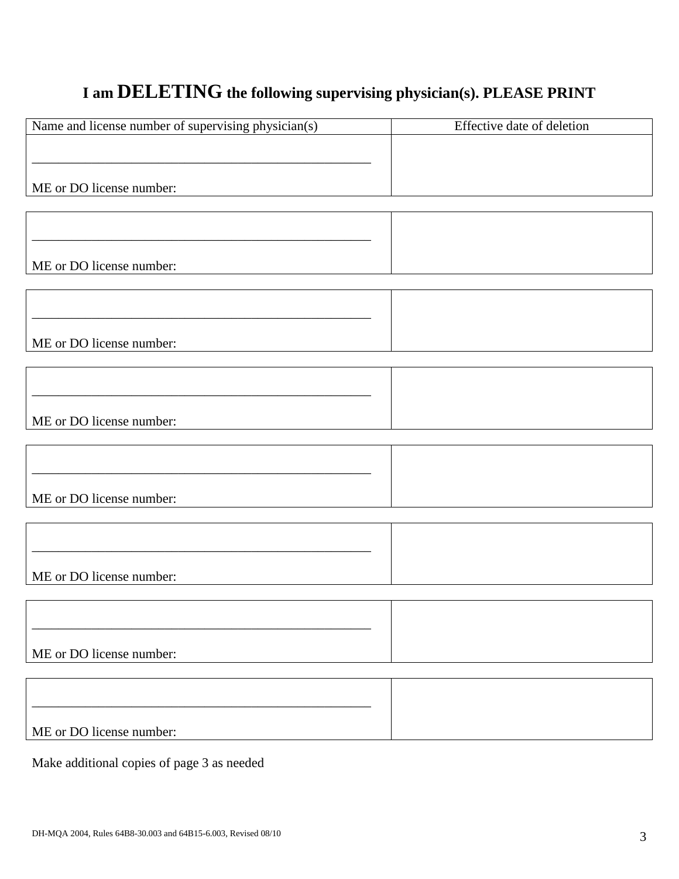## I am **DELETING** the following supervising physician(s). PLEASE PRINT

| Name and license number of supervising physician(s) | Effective date of deletion |
|---|---|
| ______________________________________________ ME or DO license number: | |
| ______________________________________________ ME or DO license number: | |
| ______________________________________________ ME or DO license number: | |
| ______________________________________________ ME or DO license number: | |
| ______________________________________________ ME or DO license number: | |
| ______________________________________________ ME or DO license number: | |
| ______________________________________________ ME or DO license number: | |
| ______________________________________________ ME or DO license number: | |

Make additional copies of page 3 as needed

DH-MQA 2004, Rules 64B8-30.003 and 64B15-6.003, Revised 08/10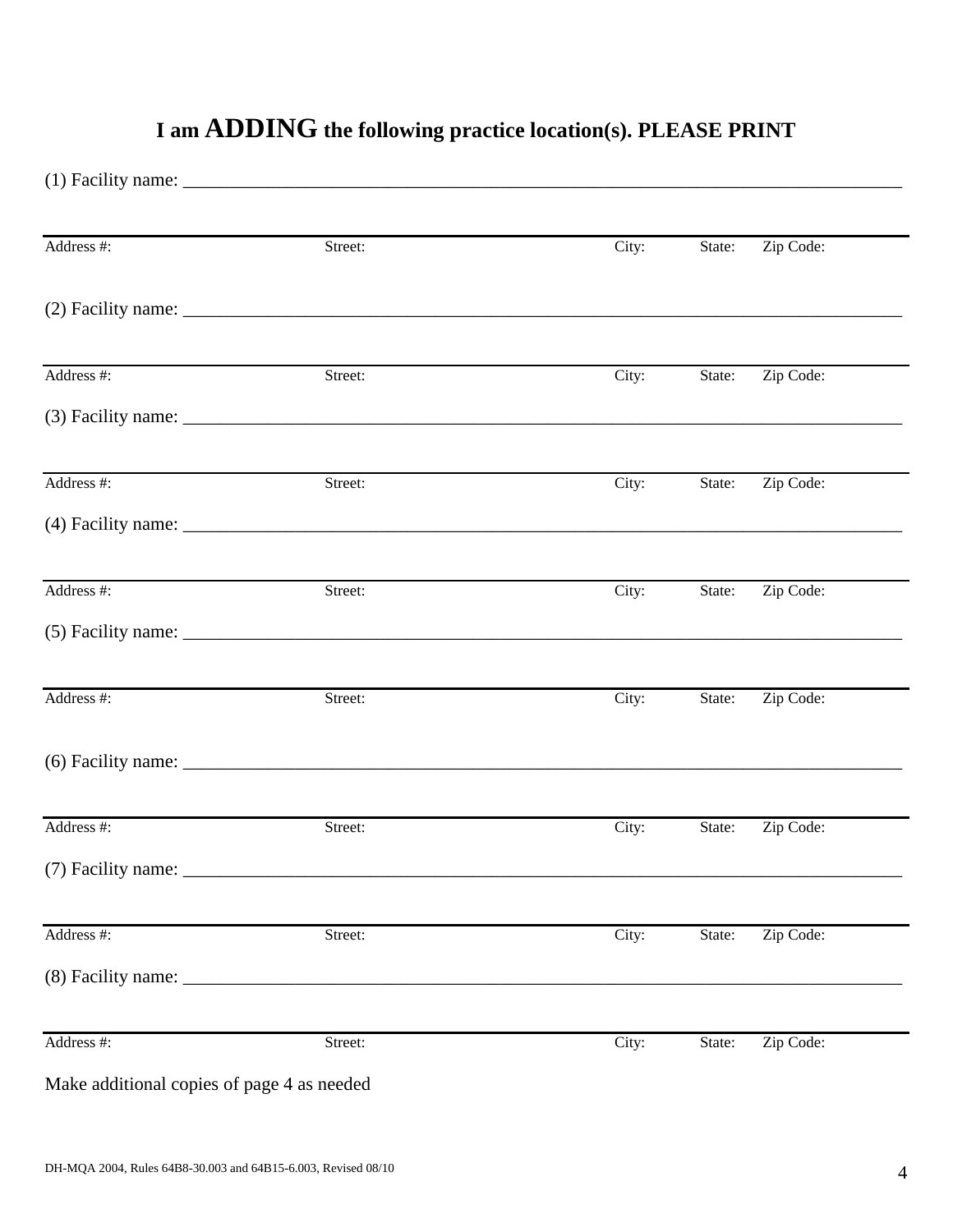# I am ADDING the following practice location(s). PLEASE PRINT

(1) Facility name: \_\_\_\_\_\_\_\_\_\_\_\_\_\_\_\_\_\_\_\_\_\_\_\_\_\_\_\_\_\_\_\_\_\_\_\_\_\_\_\_\_\_\_\_\_\_\_\_\_\_\_\_\_\_\_\_\_\_

| Address #: | Street: | City: | State: | Zip Code: |
|---|---|---|---|---|

(2) Facility name: \_\_\_\_\_\_\_\_\_\_\_\_\_\_\_\_\_\_\_\_\_\_\_\_\_\_\_\_\_\_\_\_\_\_\_\_\_\_\_\_\_\_\_\_\_\_\_\_\_\_\_\_\_\_\_\_\_\_

| Address #: | Street: | City: | State: | Zip Code: |
|---|---|---|---|---|

(3) Facility name: \_\_\_\_\_\_\_\_\_\_\_\_\_\_\_\_\_\_\_\_\_\_\_\_\_\_\_\_\_\_\_\_\_\_\_\_\_\_\_\_\_\_\_\_\_\_\_\_\_\_\_\_\_\_\_\_\_\_

| Address #: | Street: | City: | State: | Zip Code: |
|---|---|---|---|---|

(4) Facility name: \_\_\_\_\_\_\_\_\_\_\_\_\_\_\_\_\_\_\_\_\_\_\_\_\_\_\_\_\_\_\_\_\_\_\_\_\_\_\_\_\_\_\_\_\_\_\_\_\_\_\_\_\_\_\_\_\_\_

| Address #: | Street: | City: | State: | Zip Code: |
|---|---|---|---|---|

(5) Facility name: \_\_\_\_\_\_\_\_\_\_\_\_\_\_\_\_\_\_\_\_\_\_\_\_\_\_\_\_\_\_\_\_\_\_\_\_\_\_\_\_\_\_\_\_\_\_\_\_\_\_\_\_\_\_\_\_\_\_

| Address #: | Street: | City: | State: | Zip Code: |
|---|---|---|---|---|

(6) Facility name: \_\_\_\_\_\_\_\_\_\_\_\_\_\_\_\_\_\_\_\_\_\_\_\_\_\_\_\_\_\_\_\_\_\_\_\_\_\_\_\_\_\_\_\_\_\_\_\_\_\_\_\_\_\_\_\_\_\_

| Address #: | Street: | City: | State: | Zip Code: |
|---|---|---|---|---|

(7) Facility name: \_\_\_\_\_\_\_\_\_\_\_\_\_\_\_\_\_\_\_\_\_\_\_\_\_\_\_\_\_\_\_\_\_\_\_\_\_\_\_\_\_\_\_\_\_\_\_\_\_\_\_\_\_\_\_\_\_\_

| Address #: | Street: | City: | State: | Zip Code: |
|---|---|---|---|---|

(8) Facility name: \_\_\_\_\_\_\_\_\_\_\_\_\_\_\_\_\_\_\_\_\_\_\_\_\_\_\_\_\_\_\_\_\_\_\_\_\_\_\_\_\_\_\_\_\_\_\_\_\_\_\_\_\_\_\_\_\_\_

| Address #: | Street: | City: | State: | Zip Code: |
|---|---|---|---|---|

Make additional copies of page 4 as needed

DH-MQA 2004, Rules 64B8-30.003 and 64B15-6.003, Revised 08/10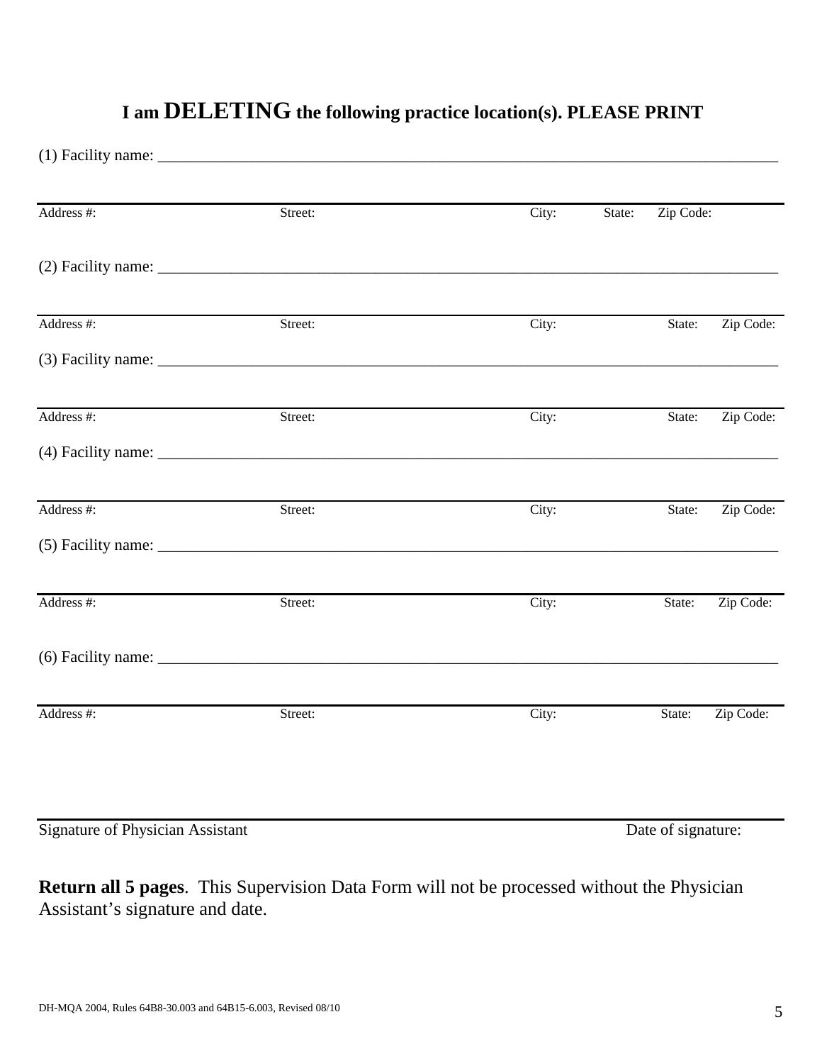## I am **DELETING** the following practice location(s). PLEASE PRINT

(1) Facility name: ___________________________________________________________________________

Address #: Street: City: State: Zip Code:

(2) Facility name: ___________________________________________________________________________

Address #: Street: City: State: Zip Code:

(3) Facility name: ___________________________________________________________________________

Address #: Street: City: State: Zip Code:

(4) Facility name: ___________________________________________________________________________

Address #: Street: City: State: Zip Code:

(5) Facility name: ___________________________________________________________________________

Address #: Street: City: State: Zip Code:

(6) Facility name: ___________________________________________________________________________

Address #: Street: City: State: Zip Code:

Signature of Physician Assistant Date of signature:

**Return all 5 pages**. This Supervision Data Form will not be processed without the Physician Assistant's signature and date.

DH-MQA 2004, Rules 64B8-30.003 and 64B15-6.003, Revised 08/10